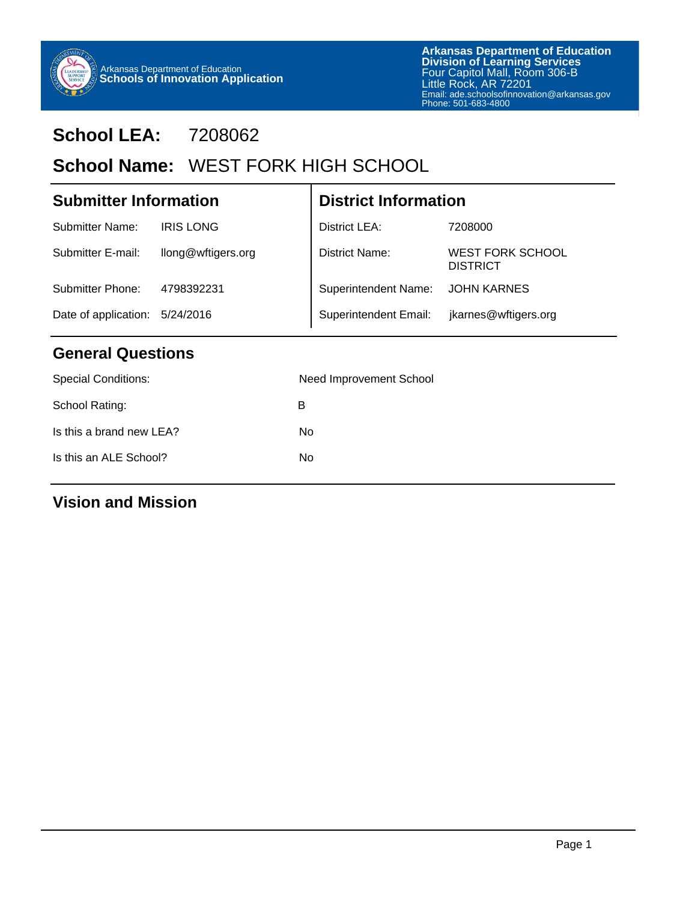Arkansas Department of Education
**Schools of Innovation Application**

**Arkansas Department of Education**
**Division of Learning Services**
Four Capitol Mall, Room 306-B
Little Rock, AR 72201
Email: ade.schoolsofinnovation@arkansas.gov
Phone: 501-683-4800

# School LEA: 7208062

# School Name: WEST FORK HIGH SCHOOL

## Submitter Information

| | |
|---|---|
| Submitter Name: | IRIS LONG |
| Submitter E-mail: | llong@wftigers.org |
| Submitter Phone: | 4798392231 |
| Date of application: | 5/24/2016 |

## District Information

| | |
|---|---|
| District LEA: | 7208000 |
| District Name: | WEST FORK SCHOOL DISTRICT |
| Superintendent Name: | JOHN KARNES |
| Superintendent Email: | jkarnes@wftigers.org |

## General Questions

| | |
|---|---|
| Special Conditions: | Need Improvement School |
| School Rating: | B |
| Is this a brand new LEA? | No |
| Is this an ALE School? | No |

## Vision and Mission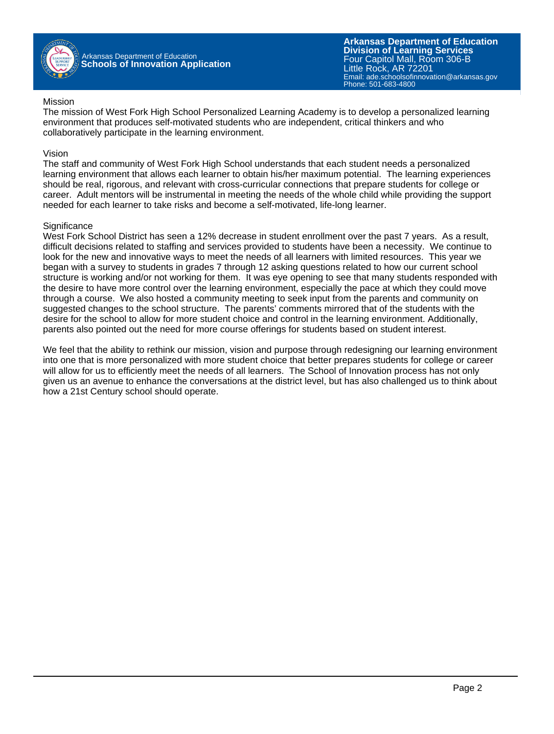## Mission

The mission of West Fork High School Personalized Learning Academy is to develop a personalized learning environment that produces self-motivated students who are independent, critical thinkers and who collaboratively participate in the learning environment.

## Vision

The staff and community of West Fork High School understands that each student needs a personalized learning environment that allows each learner to obtain his/her maximum potential. The learning experiences should be real, rigorous, and relevant with cross-curricular connections that prepare students for college or career. Adult mentors will be instrumental in meeting the needs of the whole child while providing the support needed for each learner to take risks and become a self-motivated, life-long learner.

## Significance

West Fork School District has seen a 12% decrease in student enrollment over the past 7 years. As a result, difficult decisions related to staffing and services provided to students have been a necessity. We continue to look for the new and innovative ways to meet the needs of all learners with limited resources. This year we began with a survey to students in grades 7 through 12 asking questions related to how our current school structure is working and/or not working for them. It was eye opening to see that many students responded with the desire to have more control over the learning environment, especially the pace at which they could move through a course. We also hosted a community meeting to seek input from the parents and community on suggested changes to the school structure. The parents' comments mirrored that of the students with the desire for the school to allow for more student choice and control in the learning environment. Additionally, parents also pointed out the need for more course offerings for students based on student interest.

We feel that the ability to rethink our mission, vision and purpose through redesigning our learning environment into one that is more personalized with more student choice that better prepares students for college or career will allow for us to efficiently meet the needs of all learners. The School of Innovation process has not only given us an avenue to enhance the conversations at the district level, but has also challenged us to think about how a 21st Century school should operate.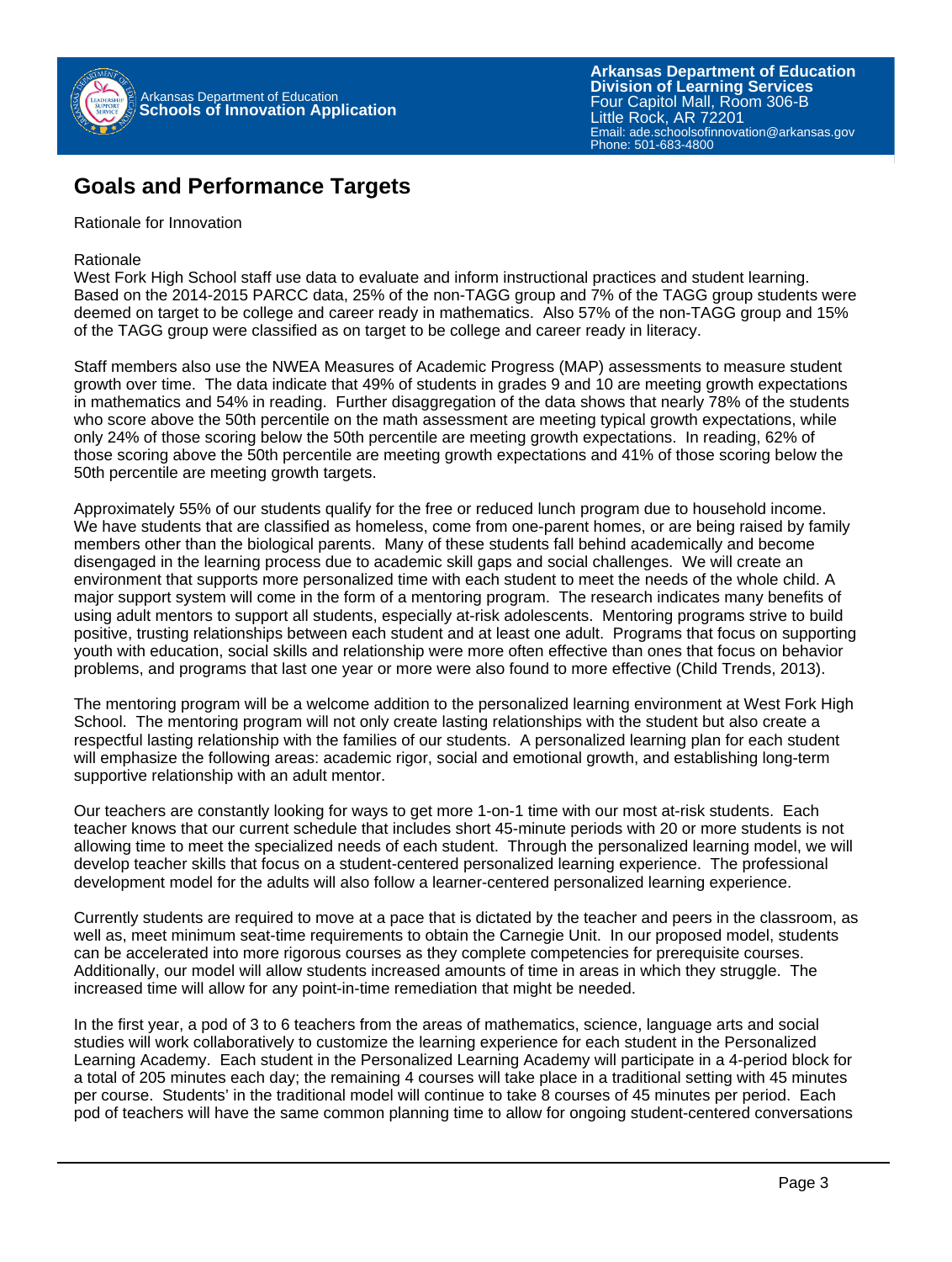## Goals and Performance Targets

Rationale for Innovation

Rationale

West Fork High School staff use data to evaluate and inform instructional practices and student learning. Based on the 2014-2015 PARCC data, 25% of the non-TAGG group and 7% of the TAGG group students were deemed on target to be college and career ready in mathematics. Also 57% of the non-TAGG group and 15% of the TAGG group were classified as on target to be college and career ready in literacy.

Staff members also use the NWEA Measures of Academic Progress (MAP) assessments to measure student growth over time. The data indicate that 49% of students in grades 9 and 10 are meeting growth expectations in mathematics and 54% in reading. Further disaggregation of the data shows that nearly 78% of the students who score above the 50th percentile on the math assessment are meeting typical growth expectations, while only 24% of those scoring below the 50th percentile are meeting growth expectations. In reading, 62% of those scoring above the 50th percentile are meeting growth expectations and 41% of those scoring below the 50th percentile are meeting growth targets.

Approximately 55% of our students qualify for the free or reduced lunch program due to household income. We have students that are classified as homeless, come from one-parent homes, or are being raised by family members other than the biological parents. Many of these students fall behind academically and become disengaged in the learning process due to academic skill gaps and social challenges. We will create an environment that supports more personalized time with each student to meet the needs of the whole child. A major support system will come in the form of a mentoring program. The research indicates many benefits of using adult mentors to support all students, especially at-risk adolescents. Mentoring programs strive to build positive, trusting relationships between each student and at least one adult. Programs that focus on supporting youth with education, social skills and relationship were more often effective than ones that focus on behavior problems, and programs that last one year or more were also found to more effective (Child Trends, 2013).

The mentoring program will be a welcome addition to the personalized learning environment at West Fork High School. The mentoring program will not only create lasting relationships with the student but also create a respectful lasting relationship with the families of our students. A personalized learning plan for each student will emphasize the following areas: academic rigor, social and emotional growth, and establishing long-term supportive relationship with an adult mentor.

Our teachers are constantly looking for ways to get more 1-on-1 time with our most at-risk students. Each teacher knows that our current schedule that includes short 45-minute periods with 20 or more students is not allowing time to meet the specialized needs of each student. Through the personalized learning model, we will develop teacher skills that focus on a student-centered personalized learning experience. The professional development model for the adults will also follow a learner-centered personalized learning experience.

Currently students are required to move at a pace that is dictated by the teacher and peers in the classroom, as well as, meet minimum seat-time requirements to obtain the Carnegie Unit. In our proposed model, students can be accelerated into more rigorous courses as they complete competencies for prerequisite courses. Additionally, our model will allow students increased amounts of time in areas in which they struggle. The increased time will allow for any point-in-time remediation that might be needed.

In the first year, a pod of 3 to 6 teachers from the areas of mathematics, science, language arts and social studies will work collaboratively to customize the learning experience for each student in the Personalized Learning Academy. Each student in the Personalized Learning Academy will participate in a 4-period block for a total of 205 minutes each day; the remaining 4 courses will take place in a traditional setting with 45 minutes per course. Students' in the traditional model will continue to take 8 courses of 45 minutes per period. Each pod of teachers will have the same common planning time to allow for ongoing student-centered conversations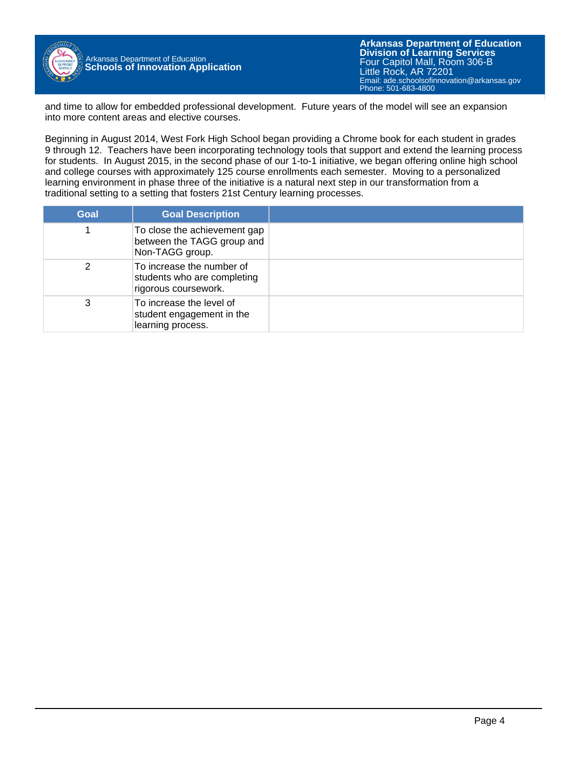and time to allow for embedded professional development. Future years of the model will see an expansion into more content areas and elective courses.

Beginning in August 2014, West Fork High School began providing a Chrome book for each student in grades 9 through 12. Teachers have been incorporating technology tools that support and extend the learning process for students. In August 2015, in the second phase of our 1-to-1 initiative, we began offering online high school and college courses with approximately 125 course enrollments each semester. Moving to a personalized learning environment in phase three of the initiative is a natural next step in our transformation from a traditional setting to a setting that fosters 21st Century learning processes.

| Goal | Goal Description | |
|---|---|---|
| 1 | To close the achievement gap between the TAGG group and Non-TAGG group. | |
| 2 | To increase the number of students who are completing rigorous coursework. | |
| 3 | To increase the level of student engagement in the learning process. | |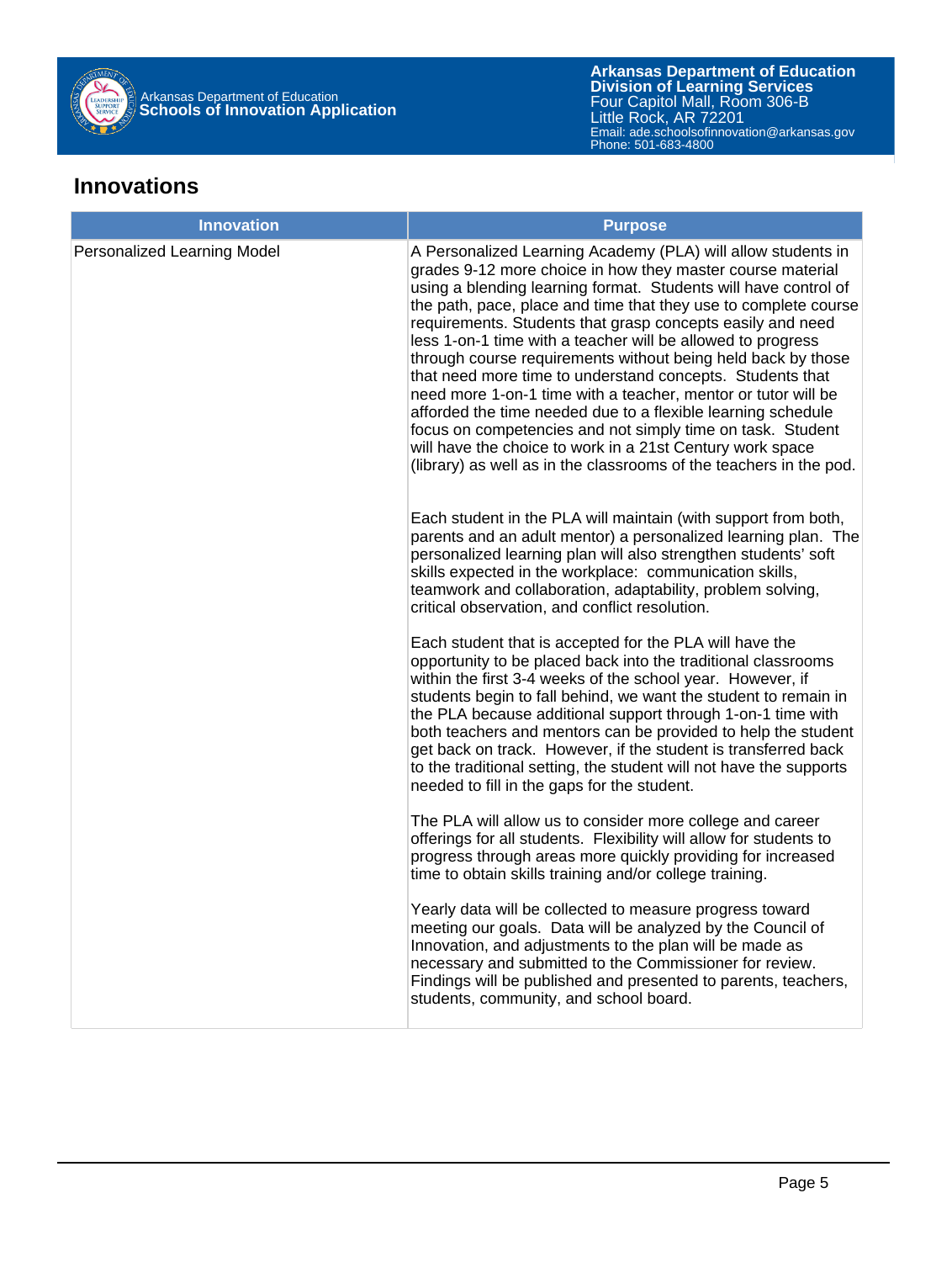## Innovations

| Innovation | Purpose |
| --- | --- |
| Personalized Learning Model | A Personalized Learning Academy (PLA) will allow students in grades 9-12 more choice in how they master course material using a blending learning format. Students will have control of the path, pace, place and time that they use to complete course requirements. Students that grasp concepts easily and need less 1-on-1 time with a teacher will be allowed to progress through course requirements without being held back by those that need more time to understand concepts. Students that need more 1-on-1 time with a teacher, mentor or tutor will be afforded the time needed due to a flexible learning schedule focus on competencies and not simply time on task. Student will have the choice to work in a 21st Century work space (library) as well as in the classrooms of the teachers in the pod.<br><br>Each student in the PLA will maintain (with support from both, parents and an adult mentor) a personalized learning plan. The personalized learning plan will also strengthen students' soft skills expected in the workplace: communication skills, teamwork and collaboration, adaptability, problem solving, critical observation, and conflict resolution.<br><br>Each student that is accepted for the PLA will have the opportunity to be placed back into the traditional classrooms within the first 3-4 weeks of the school year. However, if students begin to fall behind, we want the student to remain in the PLA because additional support through 1-on-1 time with both teachers and mentors can be provided to help the student get back on track. However, if the student is transferred back to the traditional setting, the student will not have the supports needed to fill in the gaps for the student.<br><br>The PLA will allow us to consider more college and career offerings for all students. Flexibility will allow for students to progress through areas more quickly providing for increased time to obtain skills training and/or college training.<br><br>Yearly data will be collected to measure progress toward meeting our goals. Data will be analyzed by the Council of Innovation, and adjustments to the plan will be made as necessary and submitted to the Commissioner for review. Findings will be published and presented to parents, teachers, students, community, and school board. |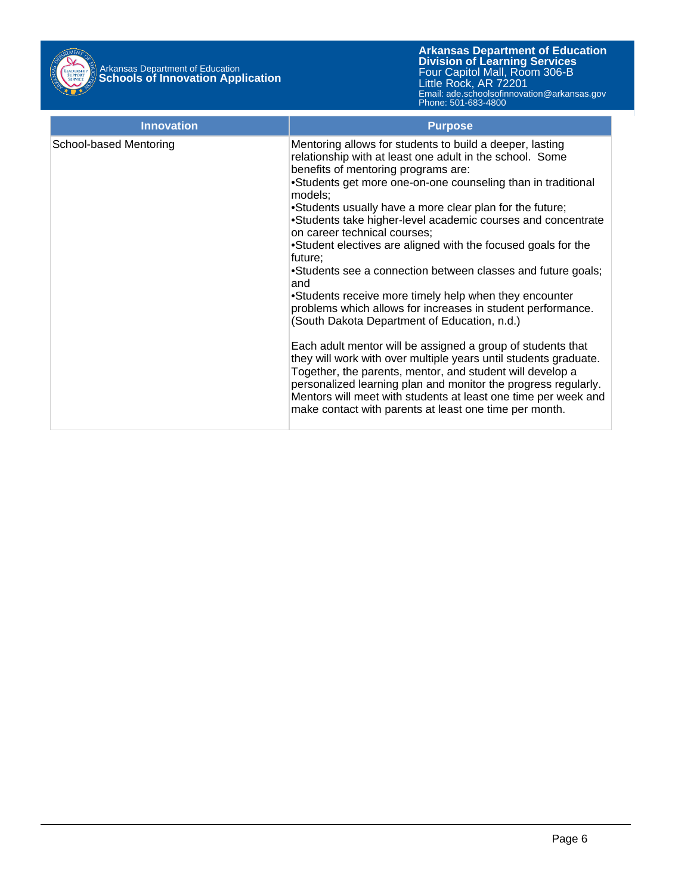| Innovation | Purpose |
|---|---|
| School-based Mentoring | Mentoring allows for students to build a deeper, lasting relationship with at least one adult in the school. Some benefits of mentoring programs are:<br>•Students get more one-on-one counseling than in traditional models;<br>•Students usually have a more clear plan for the future;<br>•Students take higher-level academic courses and concentrate on career technical courses;<br>•Student electives are aligned with the focused goals for the future;<br>•Students see a connection between classes and future goals; and<br>•Students receive more timely help when they encounter problems which allows for increases in student performance. (South Dakota Department of Education, n.d.)<br><br>Each adult mentor will be assigned a group of students that they will work with over multiple years until students graduate. Together, the parents, mentor, and student will develop a personalized learning plan and monitor the progress regularly. Mentors will meet with students at least one time per week and make contact with parents at least one time per month. |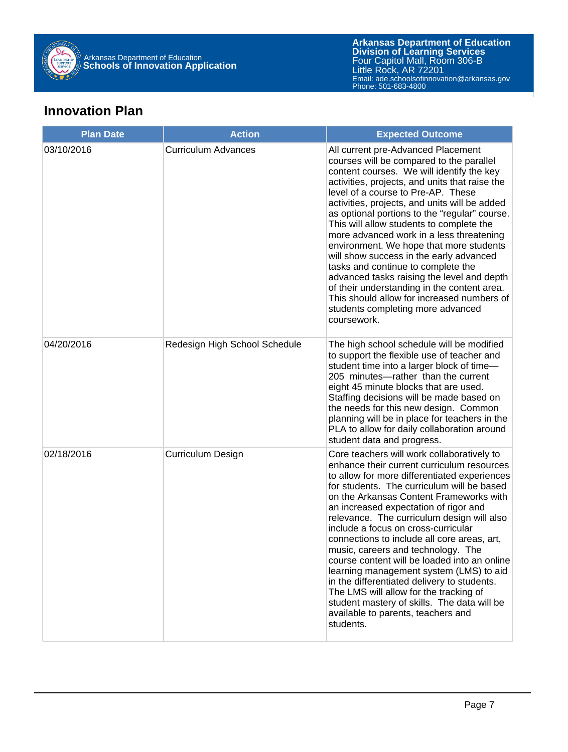## Innovation Plan

| Plan Date | Action | Expected Outcome |
|---|---|---|
| 03/10/2016 | Curriculum Advances | All current pre-Advanced Placement courses will be compared to the parallel content courses. We will identify the key activities, projects, and units that raise the level of a course to Pre-AP. These activities, projects, and units will be added as optional portions to the "regular" course. This will allow students to complete the more advanced work in a less threatening environment. We hope that more students will show success in the early advanced tasks and continue to complete the advanced tasks raising the level and depth of their understanding in the content area. This should allow for increased numbers of students completing more advanced coursework. |
| 04/20/2016 | Redesign High School Schedule | The high school schedule will be modified to support the flexible use of teacher and student time into a larger block of time—205 minutes—rather than the current eight 45 minute blocks that are used. Staffing decisions will be made based on the needs for this new design. Common planning will be in place for teachers in the PLA to allow for daily collaboration around student data and progress. |
| 02/18/2016 | Curriculum Design | Core teachers will work collaboratively to enhance their current curriculum resources to allow for more differentiated experiences for students. The curriculum will be based on the Arkansas Content Frameworks with an increased expectation of rigor and relevance. The curriculum design will also include a focus on cross-curricular connections to include all core areas, art, music, careers and technology. The course content will be loaded into an online learning management system (LMS) to aid in the differentiated delivery to students. The LMS will allow for the tracking of student mastery of skills. The data will be available to parents, teachers and students. |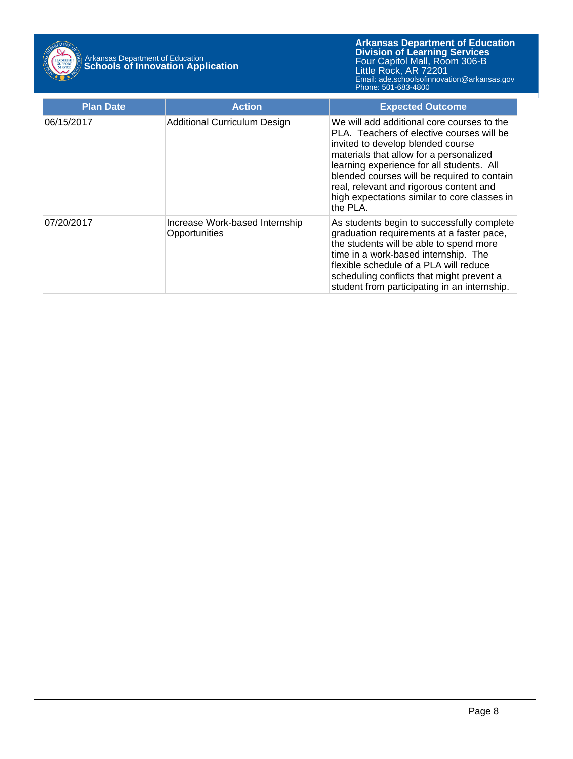| Plan Date | Action | Expected Outcome |
| --- | --- | --- |
| 06/15/2017 | Additional Curriculum Design | We will add additional core courses to the PLA. Teachers of elective courses will be invited to develop blended course materials that allow for a personalized learning experience for all students. All blended courses will be required to contain real, relevant and rigorous content and high expectations similar to core classes in the PLA. |
| 07/20/2017 | Increase Work-based Internship Opportunities | As students begin to successfully complete graduation requirements at a faster pace, the students will be able to spend more time in a work-based internship. The flexible schedule of a PLA will reduce scheduling conflicts that might prevent a student from participating in an internship. |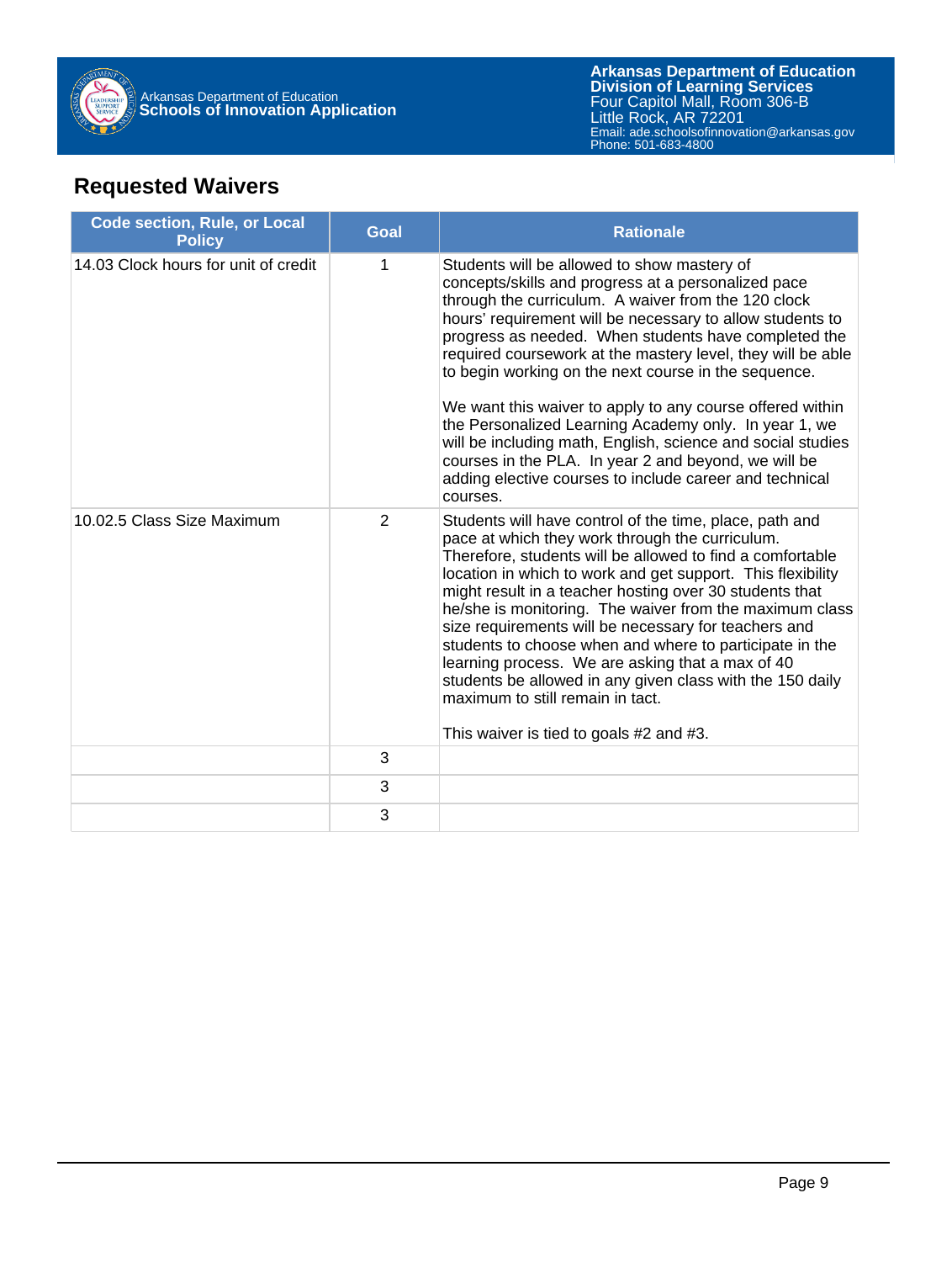## Requested Waivers

| Code section, Rule, or Local Policy | Goal | Rationale |
|---|---|---|
| 14.03 Clock hours for unit of credit | 1 | Students will be allowed to show mastery of concepts/skills and progress at a personalized pace through the curriculum. A waiver from the 120 clock hours' requirement will be necessary to allow students to progress as needed. When students have completed the required coursework at the mastery level, they will be able to begin working on the next course in the sequence.<br><br>We want this waiver to apply to any course offered within the Personalized Learning Academy only. In year 1, we will be including math, English, science and social studies courses in the PLA. In year 2 and beyond, we will be adding elective courses to include career and technical courses. |
| 10.02.5 Class Size Maximum | 2 | Students will have control of the time, place, path and pace at which they work through the curriculum. Therefore, students will be allowed to find a comfortable location in which to work and get support. This flexibility might result in a teacher hosting over 30 students that he/she is monitoring. The waiver from the maximum class size requirements will be necessary for teachers and students to choose when and where to participate in the learning process. We are asking that a max of 40 students be allowed in any given class with the 150 daily maximum to still remain in tact.<br><br>This waiver is tied to goals #2 and #3. |
| | 3 | |
| | 3 | |
| | 3 | |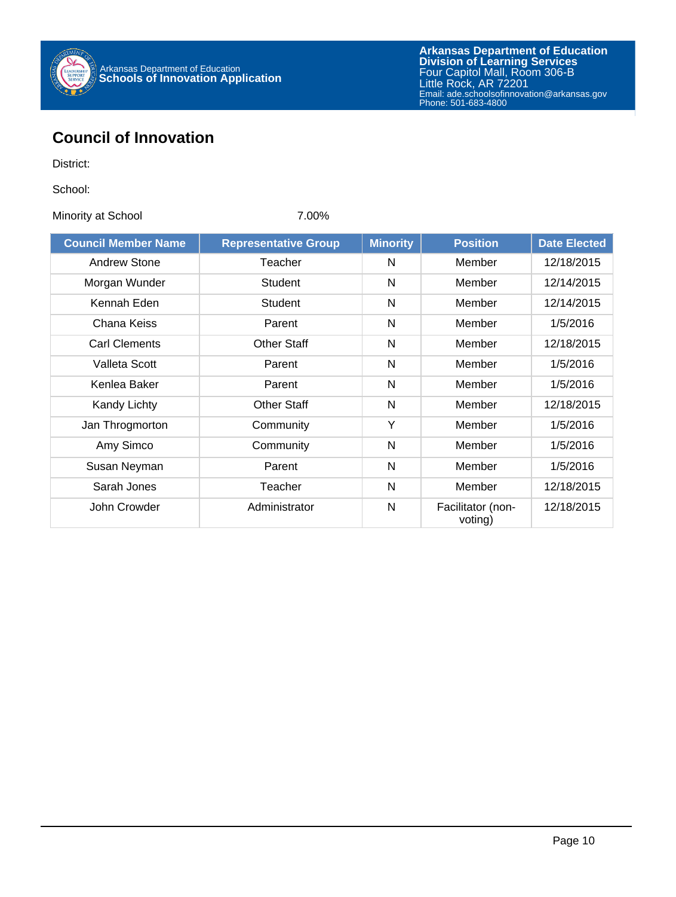## Council of Innovation

District:

School:

Minority at School 7.00%

| Council Member Name | Representative Group | Minority | Position | Date Elected |
|---|---|---|---|---|
| Andrew Stone | Teacher | N | Member | 12/18/2015 |
| Morgan Wunder | Student | N | Member | 12/14/2015 |
| Kennah Eden | Student | N | Member | 12/14/2015 |
| Chana Keiss | Parent | N | Member | 1/5/2016 |
| Carl Clements | Other Staff | N | Member | 12/18/2015 |
| Valleta Scott | Parent | N | Member | 1/5/2016 |
| Kenlea Baker | Parent | N | Member | 1/5/2016 |
| Kandy Lichty | Other Staff | N | Member | 12/18/2015 |
| Jan Throgmorton | Community | Y | Member | 1/5/2016 |
| Amy Simco | Community | N | Member | 1/5/2016 |
| Susan Neyman | Parent | N | Member | 1/5/2016 |
| Sarah Jones | Teacher | N | Member | 12/18/2015 |
| John Crowder | Administrator | N | Facilitator (non-voting) | 12/18/2015 |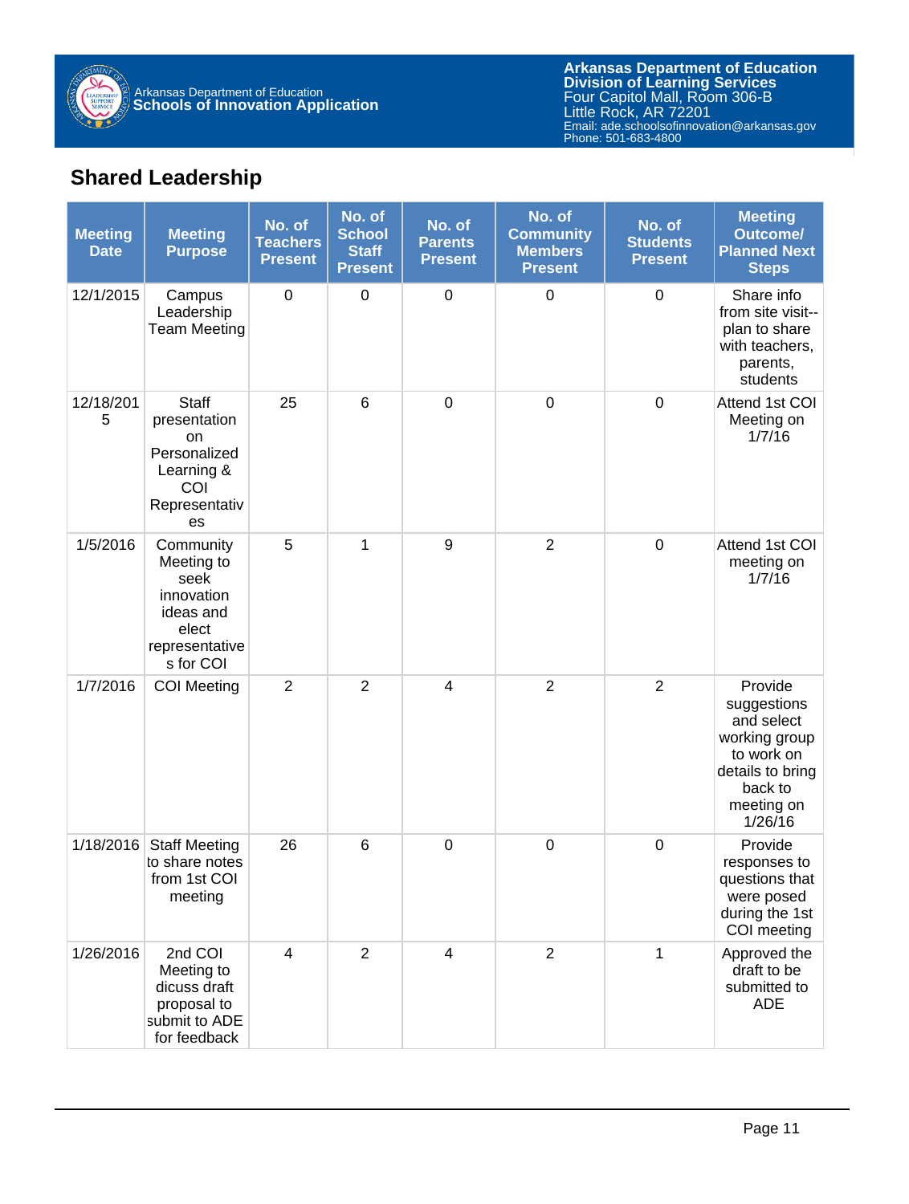## Shared Leadership

| Meeting Date | Meeting Purpose | No. of Teachers Present | No. of School Staff Present | No. of Parents Present | No. of Community Members Present | No. of Students Present | Meeting Outcome/ Planned Next Steps |
|---|---|---|---|---|---|---|---|
| 12/1/2015 | Campus Leadership Team Meeting | 0 | 0 | 0 | 0 | 0 | Share info from site visit--plan to share with teachers, parents, students |
| 12/18/2015 | Staff presentation on Personalized Learning & COI Representatives | 25 | 6 | 0 | 0 | 0 | Attend 1st COI Meeting on 1/7/16 |
| 1/5/2016 | Community Meeting to seek innovation ideas and elect representatives for COI | 5 | 1 | 9 | 2 | 0 | Attend 1st COI meeting on 1/7/16 |
| 1/7/2016 | COI Meeting | 2 | 2 | 4 | 2 | 2 | Provide suggestions and select working group to work on details to bring back to meeting on 1/26/16 |
| 1/18/2016 | Staff Meeting to share notes from 1st COI meeting | 26 | 6 | 0 | 0 | 0 | Provide responses to questions that were posed during the 1st COI meeting |
| 1/26/2016 | 2nd COI Meeting to dicuss draft proposal to submit to ADE for feedback | 4 | 2 | 4 | 2 | 1 | Approved the draft to be submitted to ADE |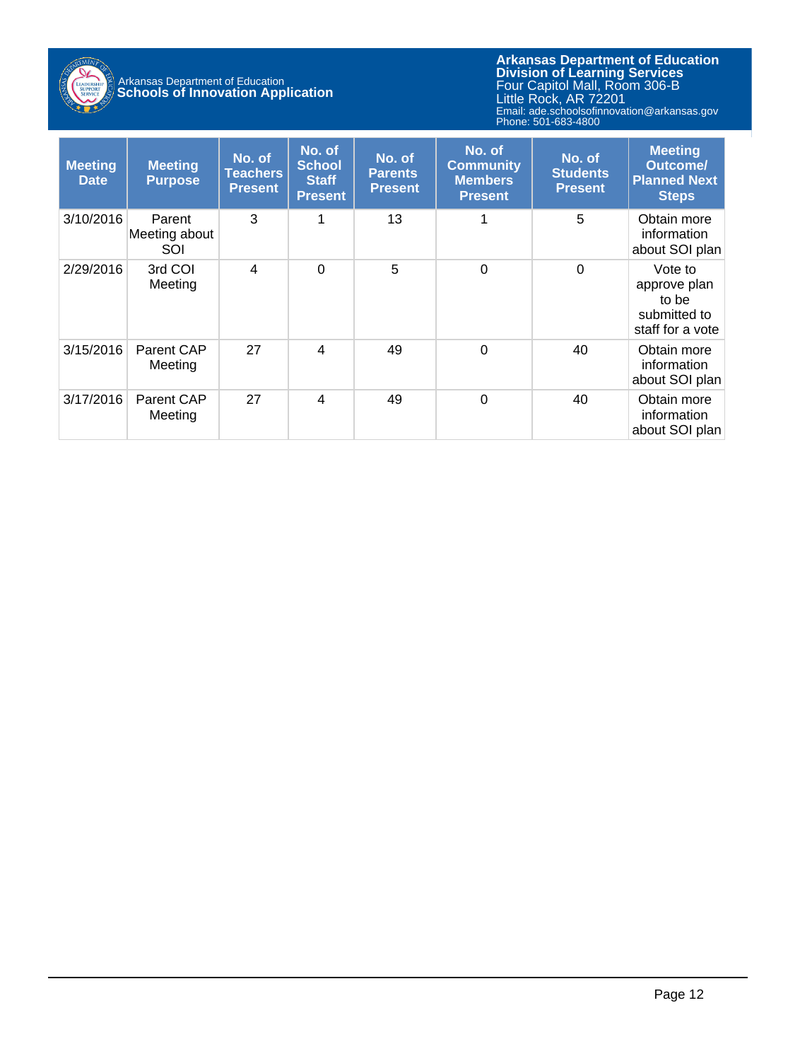| Meeting Date | Meeting Purpose | No. of Teachers Present | No. of School Staff Present | No. of Parents Present | No. of Community Members Present | No. of Students Present | Meeting Outcome/ Planned Next Steps |
|---|---|---|---|---|---|---|---|
| 3/10/2016 | Parent Meeting about SOI | 3 | 1 | 13 | 1 | 5 | Obtain more information about SOI plan |
| 2/29/2016 | 3rd COI Meeting | 4 | 0 | 5 | 0 | 0 | Vote to approve plan to be submitted to staff for a vote |
| 3/15/2016 | Parent CAP Meeting | 27 | 4 | 49 | 0 | 40 | Obtain more information about SOI plan |
| 3/17/2016 | Parent CAP Meeting | 27 | 4 | 49 | 0 | 40 | Obtain more information about SOI plan |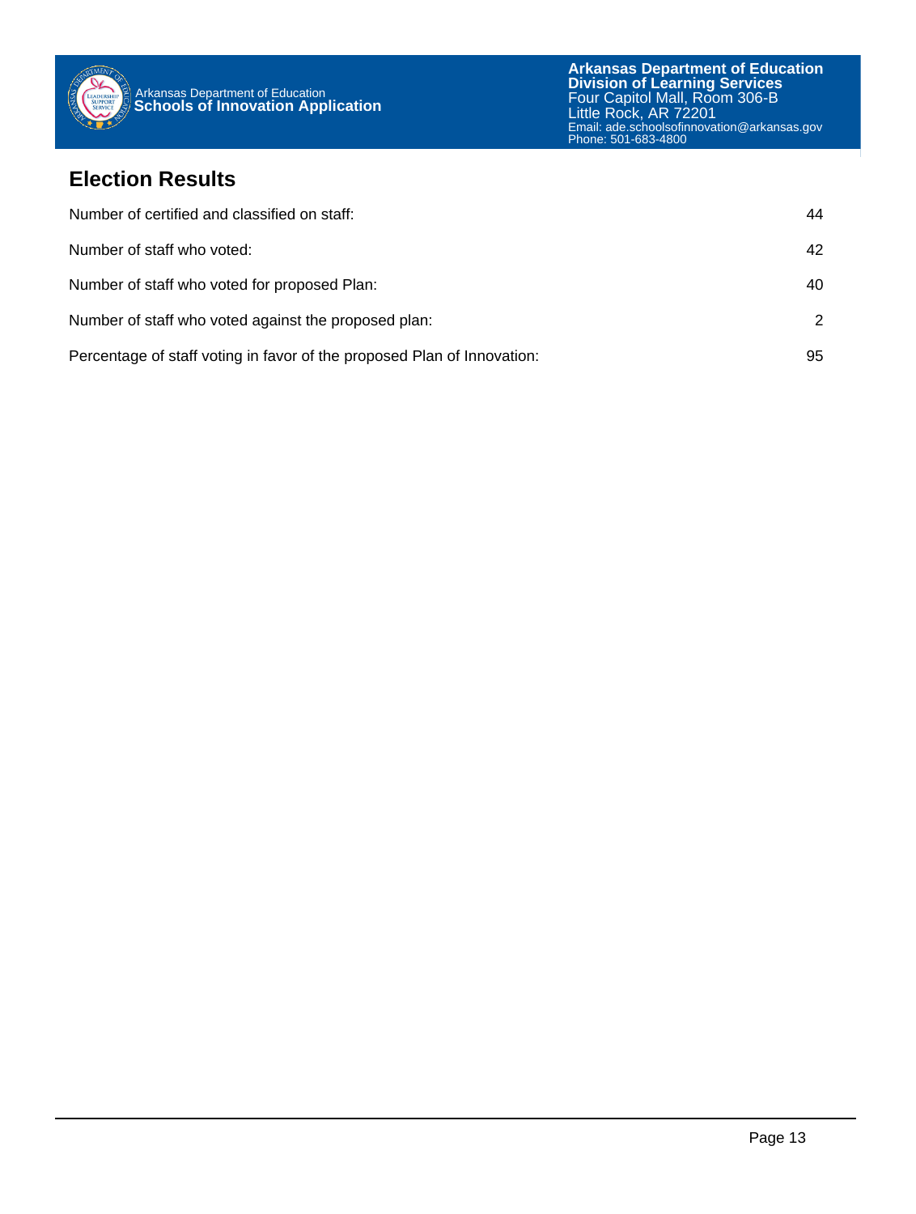## Election Results

| | |
|---|---|
| Number of certified and classified on staff: | 44 |
| Number of staff who voted: | 42 |
| Number of staff who voted for proposed Plan: | 40 |
| Number of staff who voted against the proposed plan: | 2 |
| Percentage of staff voting in favor of the proposed Plan of Innovation: | 95 |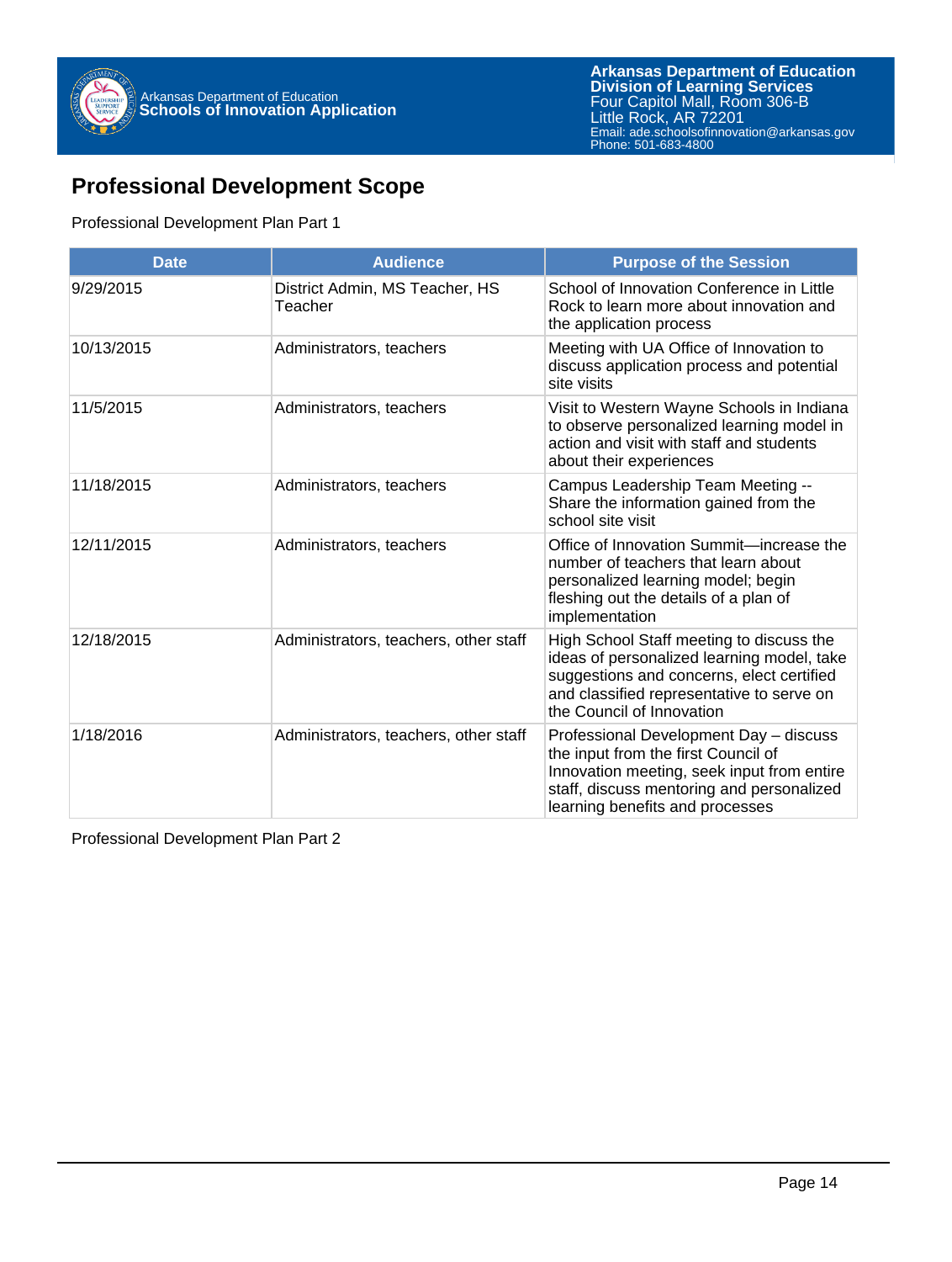## Professional Development Scope

Professional Development Plan Part 1

| Date | Audience | Purpose of the Session |
|---|---|---|
| 9/29/2015 | District Admin, MS Teacher, HS Teacher | School of Innovation Conference in Little Rock to learn more about innovation and the application process |
| 10/13/2015 | Administrators, teachers | Meeting with UA Office of Innovation to discuss application process and potential site visits |
| 11/5/2015 | Administrators, teachers | Visit to Western Wayne Schools in Indiana to observe personalized learning model in action and visit with staff and students about their experiences |
| 11/18/2015 | Administrators, teachers | Campus Leadership Team Meeting -- Share the information gained from the school site visit |
| 12/11/2015 | Administrators, teachers | Office of Innovation Summit—increase the number of teachers that learn about personalized learning model; begin fleshing out the details of a plan of implementation |
| 12/18/2015 | Administrators, teachers, other staff | High School Staff meeting to discuss the ideas of personalized learning model, take suggestions and concerns, elect certified and classified representative to serve on the Council of Innovation |
| 1/18/2016 | Administrators, teachers, other staff | Professional Development Day – discuss the input from the first Council of Innovation meeting, seek input from entire staff, discuss mentoring and personalized learning benefits and processes |

Professional Development Plan Part 2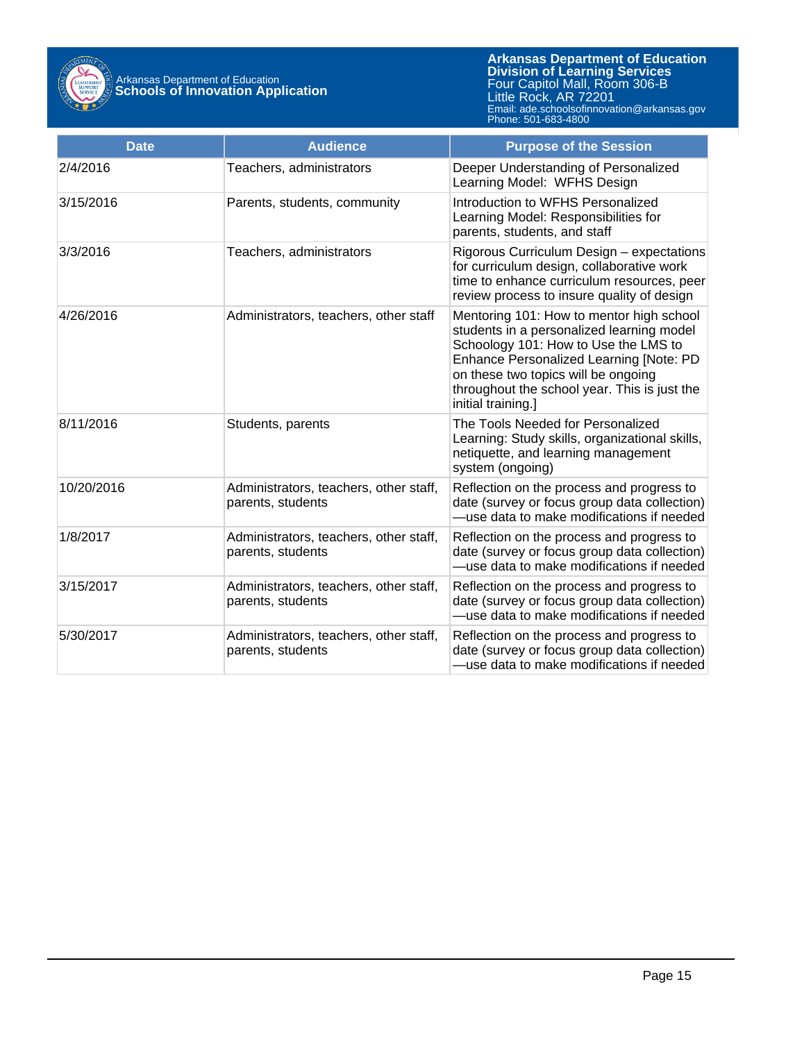| Date | Audience | Purpose of the Session |
|---|---|---|
| 2/4/2016 | Teachers, administrators | Deeper Understanding of Personalized Learning Model: WFHS Design |
| 3/15/2016 | Parents, students, community | Introduction to WFHS Personalized Learning Model: Responsibilities for parents, students, and staff |
| 3/3/2016 | Teachers, administrators | Rigorous Curriculum Design – expectations for curriculum design, collaborative work time to enhance curriculum resources, peer review process to insure quality of design |
| 4/26/2016 | Administrators, teachers, other staff | Mentoring 101: How to mentor high school students in a personalized learning model Schoology 101: How to Use the LMS to Enhance Personalized Learning [Note: PD on these two topics will be ongoing throughout the school year. This is just the initial training.] |
| 8/11/2016 | Students, parents | The Tools Needed for Personalized Learning: Study skills, organizational skills, netiquette, and learning management system (ongoing) |
| 10/20/2016 | Administrators, teachers, other staff, parents, students | Reflection on the process and progress to date (survey or focus group data collection)—use data to make modifications if needed |
| 1/8/2017 | Administrators, teachers, other staff, parents, students | Reflection on the process and progress to date (survey or focus group data collection)—use data to make modifications if needed |
| 3/15/2017 | Administrators, teachers, other staff, parents, students | Reflection on the process and progress to date (survey or focus group data collection)—use data to make modifications if needed |
| 5/30/2017 | Administrators, teachers, other staff, parents, students | Reflection on the process and progress to date (survey or focus group data collection)—use data to make modifications if needed |